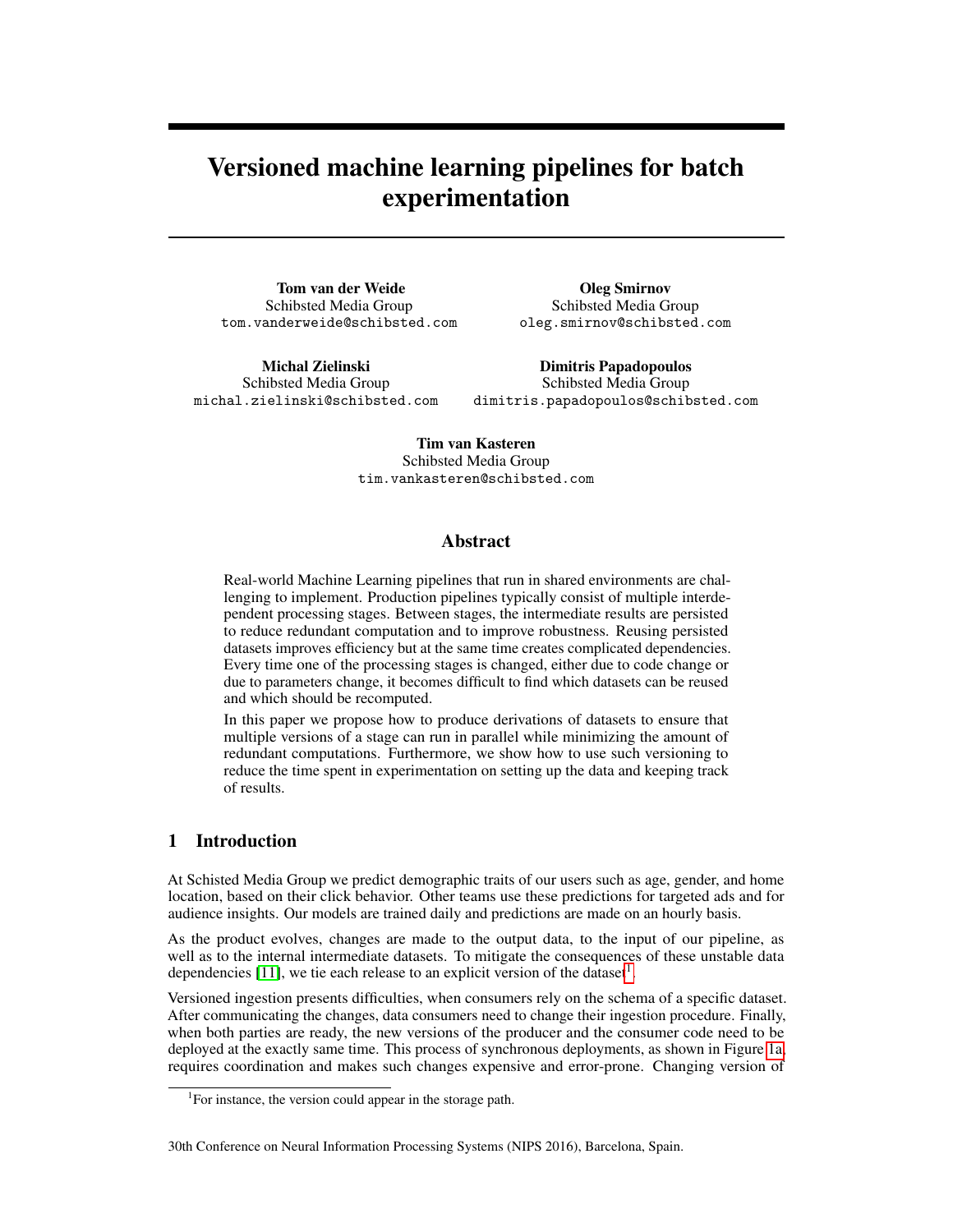# Versioned machine learning pipelines for batch experimentation

**Tom van der Weide**
Schibsted Media Group
tom.vanderweide@schibsted.com

**Oleg Smirnov**
Schibsted Media Group
oleg.smirnov@schibsted.com

**Michal Zielinski**
Schibsted Media Group
michal.zielinski@schibsted.com

**Dimitris Papadopoulos**
Schibsted Media Group
dimitris.papadopoulos@schibsted.com

**Tim van Kasteren**
Schibsted Media Group
tim.vankasteren@schibsted.com

## Abstract

Real-world Machine Learning pipelines that run in shared environments are challenging to implement. Production pipelines typically consist of multiple interdependent processing stages. Between stages, the intermediate results are persisted to reduce redundant computation and to improve robustness. Reusing persisted datasets improves efficiency but at the same time creates complicated dependencies. Every time one of the processing stages is changed, either due to code change or due to parameters change, it becomes difficult to find which datasets can be reused and which should be recomputed.

In this paper we propose how to produce derivations of datasets to ensure that multiple versions of a stage can run in parallel while minimizing the amount of redundant computations. Furthermore, we show how to use such versioning to reduce the time spent in experimentation on setting up the data and keeping track of results.

## 1 Introduction

At Schisted Media Group we predict demographic traits of our users such as age, gender, and home location, based on their click behavior. Other teams use these predictions for targeted ads and for audience insights. Our models are trained daily and predictions are made on an hourly basis.

As the product evolves, changes are made to the output data, to the input of our pipeline, as well as to the internal intermediate datasets. To mitigate the consequences of these unstable data dependencies [11], we tie each release to an explicit version of the dataset[1].

Versioned ingestion presents difficulties, when consumers rely on the schema of a specific dataset. After communicating the changes, data consumers need to change their ingestion procedure. Finally, when both parties are ready, the new versions of the producer and the consumer code need to be deployed at the exactly same time. This process of synchronous deployments, as shown in Figure 1a, requires coordination and makes such changes expensive and error-prone. Changing version of

[1] For instance, the version could appear in the storage path.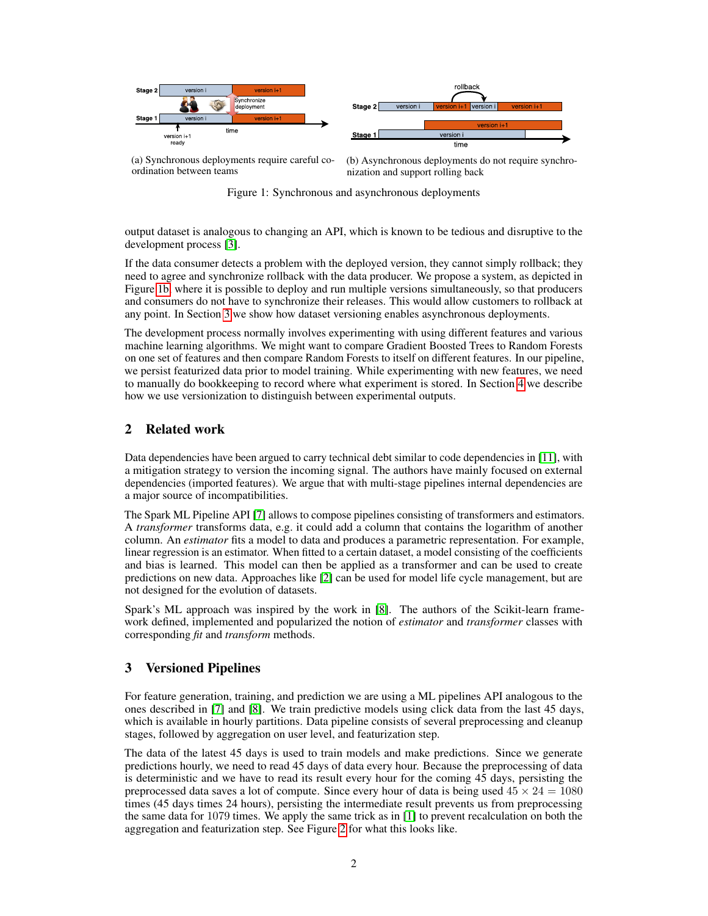(a) Synchronous deployments require careful coordination between teams

(b) Asynchronous deployments do not require synchronization and support rolling back

Figure 1: Synchronous and asynchronous deployments

output dataset is analogous to changing an API, which is known to be tedious and disruptive to the development process [3].

If the data consumer detects a problem with the deployed version, they cannot simply rollback; they need to agree and synchronize rollback with the data producer. We propose a system, as depicted in Figure 1b, where it is possible to deploy and run multiple versions simultaneously, so that producers and consumers do not have to synchronize their releases. This would allow customers to rollback at any point. In Section 3 we show how dataset versioning enables asynchronous deployments.

The development process normally involves experimenting with using different features and various machine learning algorithms. We might want to compare Gradient Boosted Trees to Random Forests on one set of features and then compare Random Forests to itself on different features. In our pipeline, we persist featurized data prior to model training. While experimenting with new features, we need to manually do bookkeeping to record where what experiment is stored. In Section 4 we describe how we use versionization to distinguish between experimental outputs.

## 2 Related work

Data dependencies have been argued to carry technical debt similar to code dependencies in [11], with a mitigation strategy to version the incoming signal. The authors have mainly focused on external dependencies (imported features). We argue that with multi-stage pipelines internal dependencies are a major source of incompatibilities.

The Spark ML Pipeline API [7] allows to compose pipelines consisting of transformers and estimators. A *transformer* transforms data, e.g. it could add a column that contains the logarithm of another column. An *estimator* fits a model to data and produces a parametric representation. For example, linear regression is an estimator. When fitted to a certain dataset, a model consisting of the coefficients and bias is learned. This model can then be applied as a transformer and can be used to create predictions on new data. Approaches like [2] can be used for model life cycle management, but are not designed for the evolution of datasets.

Spark's ML approach was inspired by the work in [8]. The authors of the Scikit-learn framework defined, implemented and popularized the notion of *estimator* and *transformer* classes with corresponding *fit* and *transform* methods.

## 3 Versioned Pipelines

For feature generation, training, and prediction we are using a ML pipelines API analogous to the ones described in [7] and [8]. We train predictive models using click data from the last 45 days, which is available in hourly partitions. Data pipeline consists of several preprocessing and cleanup stages, followed by aggregation on user level, and featurization step.

The data of the latest 45 days is used to train models and make predictions. Since we generate predictions hourly, we need to read 45 days of data every hour. Because the preprocessing of data is deterministic and we have to read its result every hour for the coming 45 days, persisting the preprocessed data saves a lot of compute. Since every hour of data is being used $45 \times 24 = 1080$ times (45 days times 24 hours), persisting the intermediate result prevents us from preprocessing the same data for 1079 times. We apply the same trick as in [1] to prevent recalculation on both the aggregation and featurization step. See Figure 2 for what this looks like.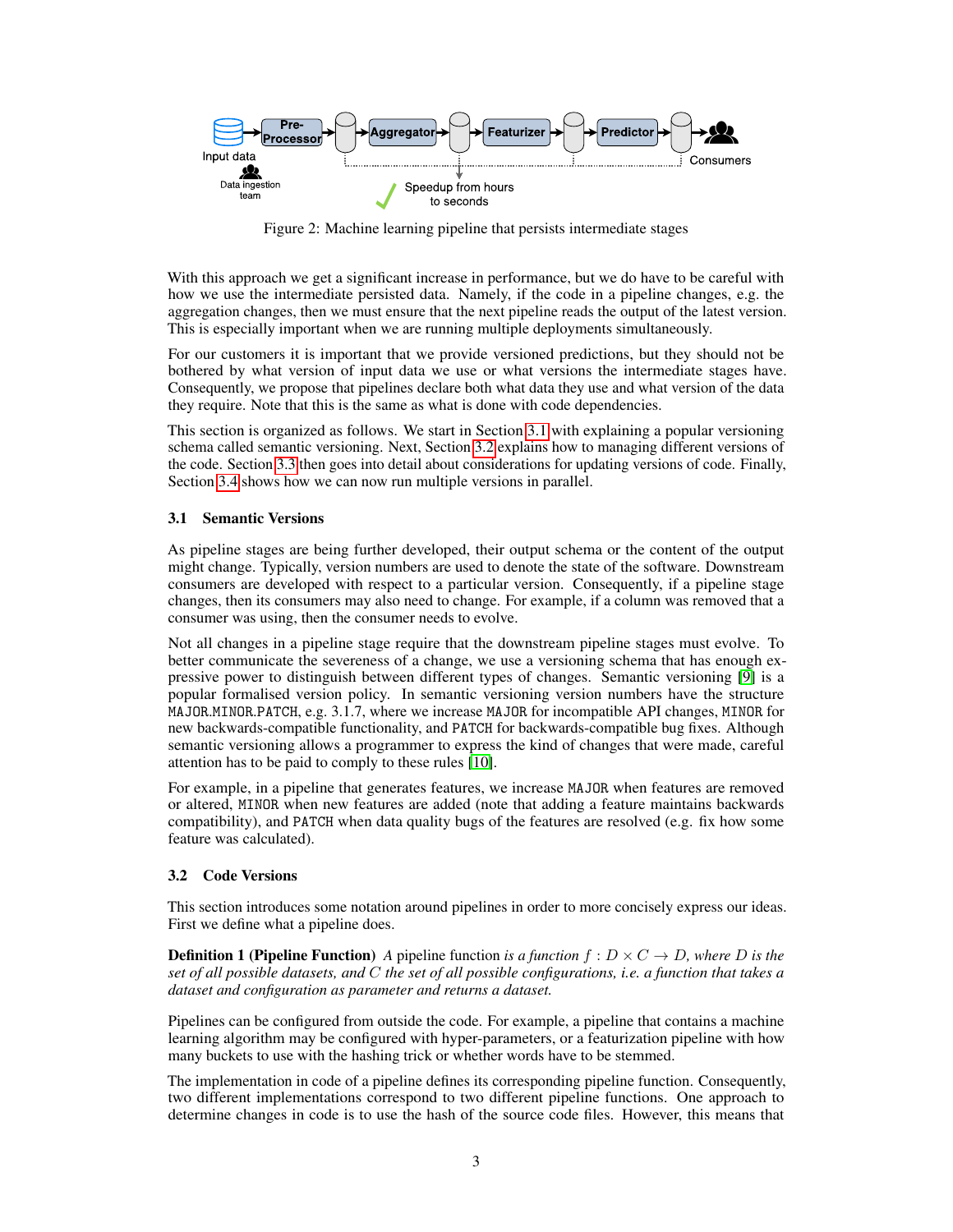Figure 2: Machine learning pipeline that persists intermediate stages

With this approach we get a significant increase in performance, but we do have to be careful with how we use the intermediate persisted data. Namely, if the code in a pipeline changes, e.g. the aggregation changes, then we must ensure that the next pipeline reads the output of the latest version. This is especially important when we are running multiple deployments simultaneously.

For our customers it is important that we provide versioned predictions, but they should not be bothered by what version of input data we use or what versions the intermediate stages have. Consequently, we propose that pipelines declare both what data they use and what version of the data they require. Note that this is the same as what is done with code dependencies.

This section is organized as follows. We start in Section 3.1 with explaining a popular versioning schema called semantic versioning. Next, Section 3.2 explains how to managing different versions of the code. Section 3.3 then goes into detail about considerations for updating versions of code. Finally, Section 3.4 shows how we can now run multiple versions in parallel.

### 3.1 Semantic Versions

As pipeline stages are being further developed, their output schema or the content of the output might change. Typically, version numbers are used to denote the state of the software. Downstream consumers are developed with respect to a particular version. Consequently, if a pipeline stage changes, then its consumers may also need to change. For example, if a column was removed that a consumer was using, then the consumer needs to evolve.

Not all changes in a pipeline stage require that the downstream pipeline stages must evolve. To better communicate the severeness of a change, we use a versioning schema that has enough expressive power to distinguish between different types of changes. Semantic versioning [9] is a popular formalised version policy. In semantic versioning version numbers have the structure `MAJOR.MINOR.PATCH`, e.g. 3.1.7, where we increase `MAJOR` for incompatible API changes, `MINOR` for new backwards-compatible functionality, and `PATCH` for backwards-compatible bug fixes. Although semantic versioning allows a programmer to express the kind of changes that were made, careful attention has to be paid to comply to these rules [10].

For example, in a pipeline that generates features, we increase `MAJOR` when features are removed or altered, `MINOR` when new features are added (note that adding a feature maintains backwards compatibility), and `PATCH` when data quality bugs of the features are resolved (e.g. fix how some feature was calculated).

### 3.2 Code Versions

This section introduces some notation around pipelines in order to more concisely express our ideas. First we define what a pipeline does.

**Definition 1 (Pipeline Function)** *A* pipeline function *is a function $f : D \times C \to D$, where $D$ is the set of all possible datasets, and $C$ the set of all possible configurations, i.e. a function that takes a dataset and configuration as parameter and returns a dataset.*

Pipelines can be configured from outside the code. For example, a pipeline that contains a machine learning algorithm may be configured with hyper-parameters, or a featurization pipeline with how many buckets to use with the hashing trick or whether words have to be stemmed.

The implementation in code of a pipeline defines its corresponding pipeline function. Consequently, two different implementations correspond to two different pipeline functions. One approach to determine changes in code is to use the hash of the source code files. However, this means that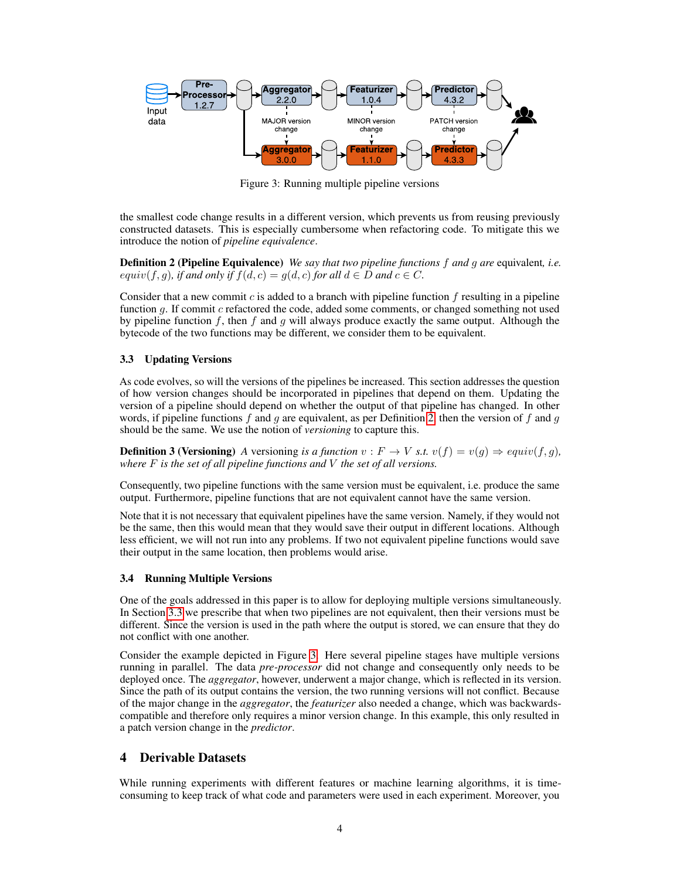Figure 3: Running multiple pipeline versions

the smallest code change results in a different version, which prevents us from reusing previously constructed datasets. This is especially cumbersome when refactoring code. To mitigate this we introduce the notion of *pipeline equivalence*.

**Definition 2 (Pipeline Equivalence)** *We say that two pipeline functions $f$ and $g$ are* equivalent*, i.e. $equiv(f, g)$, if and only if $f(d, c) = g(d, c)$ for all $d \in D$ and $c \in C$.*

Consider that a new commit $c$ is added to a branch with pipeline function $f$ resulting in a pipeline function $g$. If commit $c$ refactored the code, added some comments, or changed something not used by pipeline function $f$, then $f$ and $g$ will always produce exactly the same output. Although the bytecode of the two functions may be different, we consider them to be equivalent.

### 3.3 Updating Versions

As code evolves, so will the versions of the pipelines be increased. This section addresses the question of how version changes should be incorporated in pipelines that depend on them. Updating the version of a pipeline should depend on whether the output of that pipeline has changed. In other words, if pipeline functions $f$ and $g$ are equivalent, as per Definition 2, then the version of $f$ and $g$ should be the same. We use the notion of *versioning* to capture this.

**Definition 3 (Versioning)** *A* versioning *is a function $v : F \to V$ s.t. $v(f) = v(g) \Rightarrow equiv(f, g)$, where $F$ is the set of all pipeline functions and $V$ the set of all versions.*

Consequently, two pipeline functions with the same version must be equivalent, i.e. produce the same output. Furthermore, pipeline functions that are not equivalent cannot have the same version.

Note that it is not necessary that equivalent pipelines have the same version. Namely, if they would not be the same, then this would mean that they would save their output in different locations. Although less efficient, we will not run into any problems. If two not equivalent pipeline functions would save their output in the same location, then problems would arise.

### 3.4 Running Multiple Versions

One of the goals addressed in this paper is to allow for deploying multiple versions simultaneously. In Section 3.3 we prescribe that when two pipelines are not equivalent, then their versions must be different. Since the version is used in the path where the output is stored, we can ensure that they do not conflict with one another.

Consider the example depicted in Figure 3. Here several pipeline stages have multiple versions running in parallel. The data *pre-processor* did not change and consequently only needs to be deployed once. The *aggregator*, however, underwent a major change, which is reflected in its version. Since the path of its output contains the version, the two running versions will not conflict. Because of the major change in the *aggregator*, the *featurizer* also needed a change, which was backwards-compatible and therefore only requires a minor version change. In this example, this only resulted in a patch version change in the *predictor*.

## 4 Derivable Datasets

While running experiments with different features or machine learning algorithms, it is time-consuming to keep track of what code and parameters were used in each experiment. Moreover, you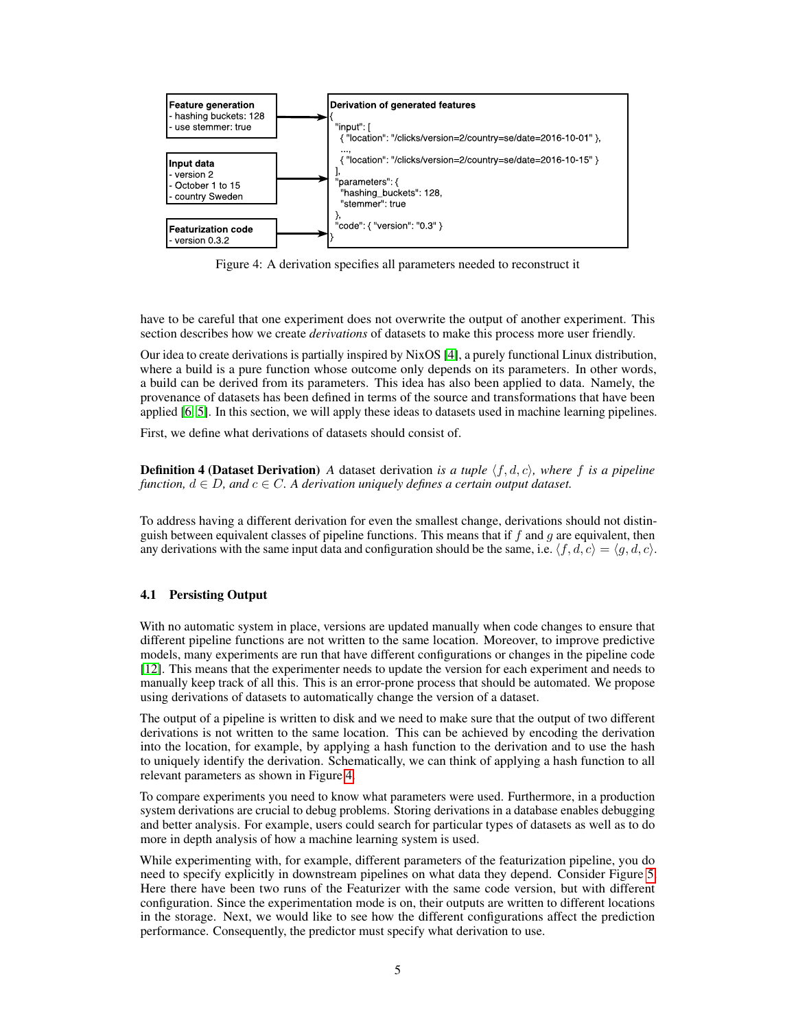Feature generation
- hashing buckets: 128
- use stemmer: true

Input data
- version 2
- October 1 to 15
- country Sweden

Featurization code
- version 0.3.2

Derivation of generated features

```
{
  "input": [
    { "location": "/clicks/version=2/country=se/date=2016-10-01" },
    ...,
    { "location": "/clicks/version=2/country=se/date=2016-10-15" }
  ],
  "parameters": {
    "hashing_buckets": 128,
    "stemmer": true
  },
  "code": { "version": "0.3" }
}
```

Figure 4: A derivation specifies all parameters needed to reconstruct it

have to be careful that one experiment does not overwrite the output of another experiment. This section describes how we create *derivations* of datasets to make this process more user friendly.

Our idea to create derivations is partially inspired by NixOS [4], a purely functional Linux distribution, where a build is a pure function whose outcome only depends on its parameters. In other words, a build can be derived from its parameters. This idea has also been applied to data. Namely, the provenance of datasets has been defined in terms of the source and transformations that have been applied [6, 5]. In this section, we will apply these ideas to datasets used in machine learning pipelines.

First, we define what derivations of datasets should consist of.

**Definition 4 (Dataset Derivation)** *A* dataset derivation *is a tuple $\langle f, d, c\rangle$, where $f$ is a pipeline function, $d \in D$, and $c \in C$. A derivation uniquely defines a certain output dataset.*

To address having a different derivation for even the smallest change, derivations should not distinguish between equivalent classes of pipeline functions. This means that if $f$ and $g$ are equivalent, then any derivations with the same input data and configuration should be the same, i.e. $\langle f, d, c\rangle = \langle g, d, c\rangle$.

### 4.1 Persisting Output

With no automatic system in place, versions are updated manually when code changes to ensure that different pipeline functions are not written to the same location. Moreover, to improve predictive models, many experiments are run that have different configurations or changes in the pipeline code [12]. This means that the experimenter needs to update the version for each experiment and needs to manually keep track of all this. This is an error-prone process that should be automated. We propose using derivations of datasets to automatically change the version of a dataset.

The output of a pipeline is written to disk and we need to make sure that the output of two different derivations is not written to the same location. This can be achieved by encoding the derivation into the location, for example, by applying a hash function to the derivation and to use the hash to uniquely identify the derivation. Schematically, we can think of applying a hash function to all relevant parameters as shown in Figure 4.

To compare experiments you need to know what parameters were used. Furthermore, in a production system derivations are crucial to debug problems. Storing derivations in a database enables debugging and better analysis. For example, users could search for particular types of datasets as well as to do more in depth analysis of how a machine learning system is used.

While experimenting with, for example, different parameters of the featurization pipeline, you do need to specify explicitly in downstream pipelines on what data they depend. Consider Figure 5. Here there have been two runs of the Featurizer with the same code version, but with different configuration. Since the experimentation mode is on, their outputs are written to different locations in the storage. Next, we would like to see how the different configurations affect the prediction performance. Consequently, the predictor must specify what derivation to use.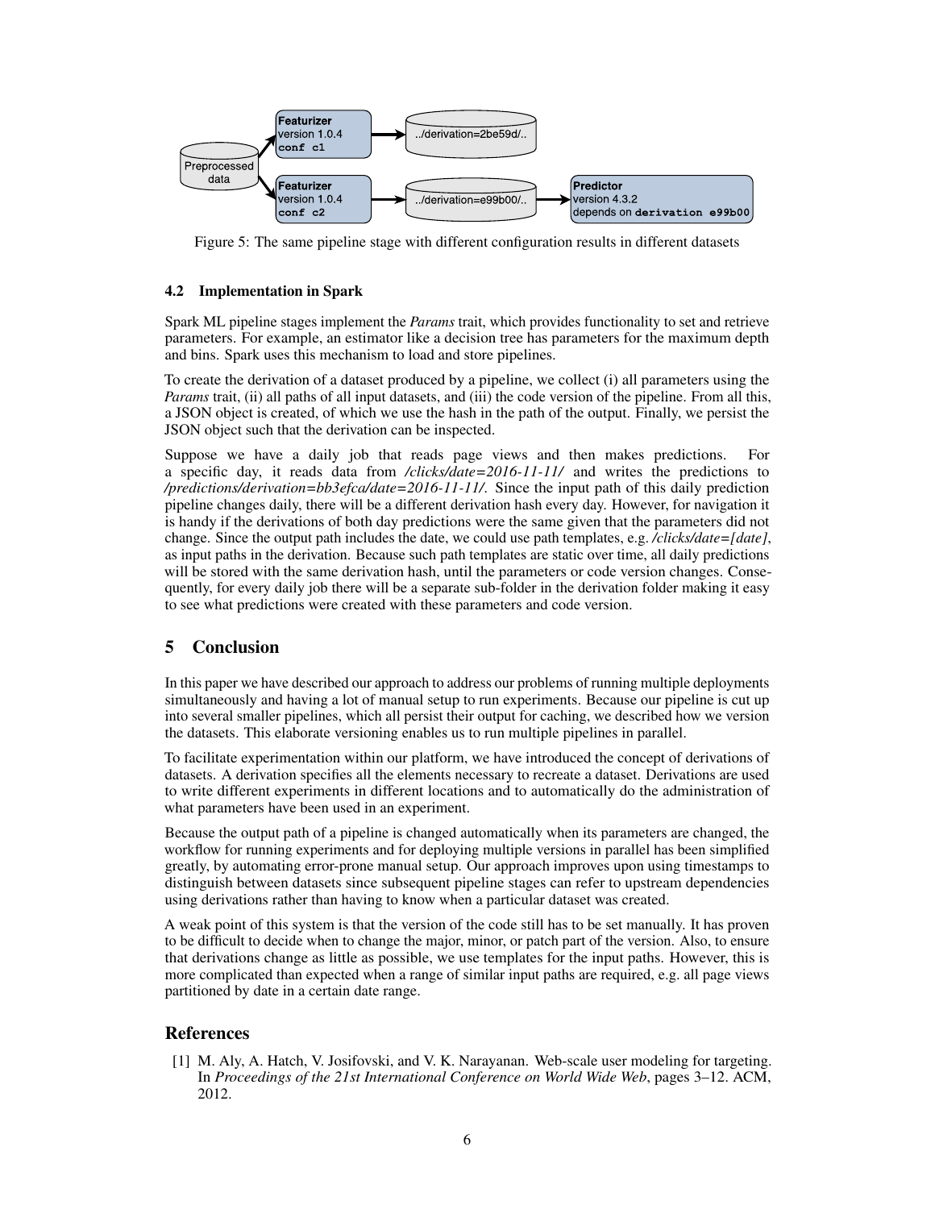Figure 5: The same pipeline stage with different configuration results in different datasets

### 4.2 Implementation in Spark

Spark ML pipeline stages implement the *Params* trait, which provides functionality to set and retrieve parameters. For example, an estimator like a decision tree has parameters for the maximum depth and bins. Spark uses this mechanism to load and store pipelines.

To create the derivation of a dataset produced by a pipeline, we collect (i) all parameters using the *Params* trait, (ii) all paths of all input datasets, and (iii) the code version of the pipeline. From all this, a JSON object is created, of which we use the hash in the path of the output. Finally, we persist the JSON object such that the derivation can be inspected.

Suppose we have a daily job that reads page views and then makes predictions. For a specific day, it reads data from */clicks/date=2016-11-11/* and writes the predictions to */predictions/derivation=bb3efca/date=2016-11-11/*. Since the input path of this daily prediction pipeline changes daily, there will be a different derivation hash every day. However, for navigation it is handy if the derivations of both day predictions were the same given that the parameters did not change. Since the output path includes the date, we could use path templates, e.g. */clicks/date=[date]*, as input paths in the derivation. Because such path templates are static over time, all daily predictions will be stored with the same derivation hash, until the parameters or code version changes. Consequently, for every daily job there will be a separate sub-folder in the derivation folder making it easy to see what predictions were created with these parameters and code version.

## 5 Conclusion

In this paper we have described our approach to address our problems of running multiple deployments simultaneously and having a lot of manual setup to run experiments. Because our pipeline is cut up into several smaller pipelines, which all persist their output for caching, we described how we version the datasets. This elaborate versioning enables us to run multiple pipelines in parallel.

To facilitate experimentation within our platform, we have introduced the concept of derivations of datasets. A derivation specifies all the elements necessary to recreate a dataset. Derivations are used to write different experiments in different locations and to automatically do the administration of what parameters have been used in an experiment.

Because the output path of a pipeline is changed automatically when its parameters are changed, the workflow for running experiments and for deploying multiple versions in parallel has been simplified greatly, by automating error-prone manual setup. Our approach improves upon using timestamps to distinguish between datasets since subsequent pipeline stages can refer to upstream dependencies using derivations rather than having to know when a particular dataset was created.

A weak point of this system is that the version of the code still has to be set manually. It has proven to be difficult to decide when to change the major, minor, or patch part of the version. Also, to ensure that derivations change as little as possible, we use templates for the input paths. However, this is more complicated than expected when a range of similar input paths are required, e.g. all page views partitioned by date in a certain date range.

## References

[1] M. Aly, A. Hatch, V. Josifovski, and V. K. Narayanan. Web-scale user modeling for targeting. In *Proceedings of the 21st International Conference on World Wide Web*, pages 3–12. ACM, 2012.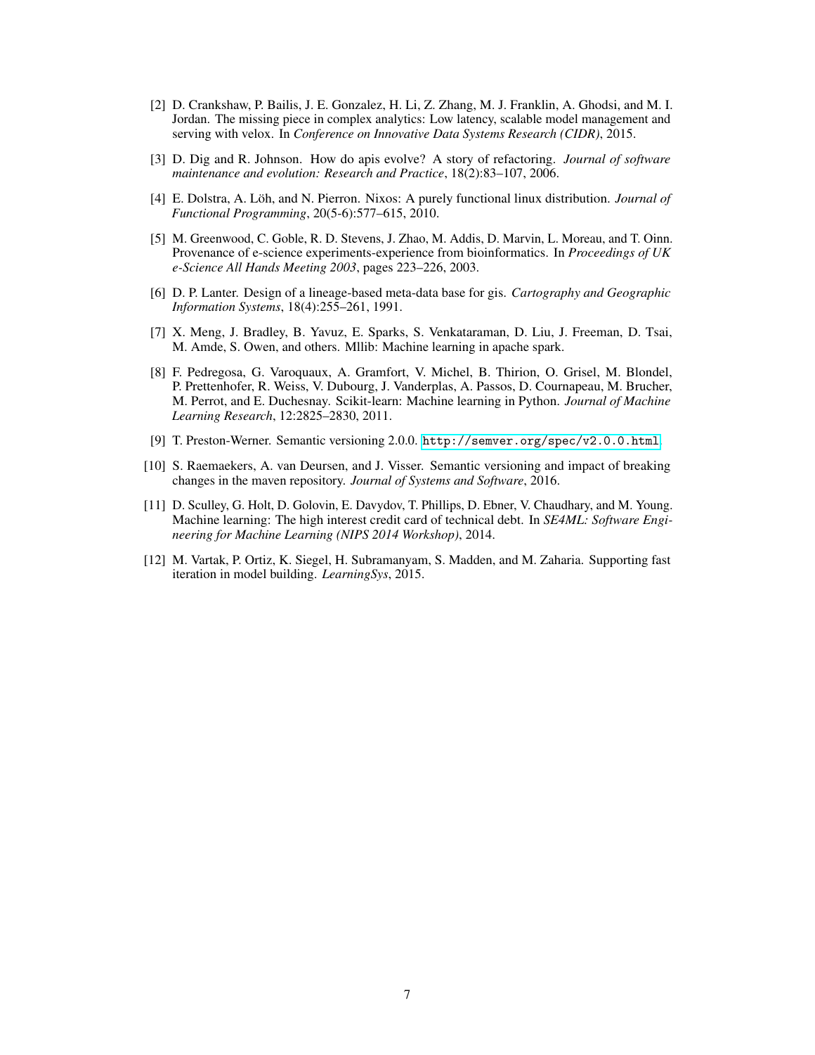[2] D. Crankshaw, P. Bailis, J. E. Gonzalez, H. Li, Z. Zhang, M. J. Franklin, A. Ghodsi, and M. I. Jordan. The missing piece in complex analytics: Low latency, scalable model management and serving with velox. In *Conference on Innovative Data Systems Research (CIDR)*, 2015.

[3] D. Dig and R. Johnson. How do apis evolve? A story of refactoring. *Journal of software maintenance and evolution: Research and Practice*, 18(2):83–107, 2006.

[4] E. Dolstra, A. Löh, and N. Pierron. Nixos: A purely functional linux distribution. *Journal of Functional Programming*, 20(5-6):577–615, 2010.

[5] M. Greenwood, C. Goble, R. D. Stevens, J. Zhao, M. Addis, D. Marvin, L. Moreau, and T. Oinn. Provenance of e-science experiments-experience from bioinformatics. In *Proceedings of UK e-Science All Hands Meeting 2003*, pages 223–226, 2003.

[6] D. P. Lanter. Design of a lineage-based meta-data base for gis. *Cartography and Geographic Information Systems*, 18(4):255–261, 1991.

[7] X. Meng, J. Bradley, B. Yavuz, E. Sparks, S. Venkataraman, D. Liu, J. Freeman, D. Tsai, M. Amde, S. Owen, and others. Mllib: Machine learning in apache spark.

[8] F. Pedregosa, G. Varoquaux, A. Gramfort, V. Michel, B. Thirion, O. Grisel, M. Blondel, P. Prettenhofer, R. Weiss, V. Dubourg, J. Vanderplas, A. Passos, D. Cournapeau, M. Brucher, M. Perrot, and E. Duchesnay. Scikit-learn: Machine learning in Python. *Journal of Machine Learning Research*, 12:2825–2830, 2011.

[9] T. Preston-Werner. Semantic versioning 2.0.0. `http://semver.org/spec/v2.0.0.html`.

[10] S. Raemaekers, A. van Deursen, and J. Visser. Semantic versioning and impact of breaking changes in the maven repository. *Journal of Systems and Software*, 2016.

[11] D. Sculley, G. Holt, D. Golovin, E. Davydov, T. Phillips, D. Ebner, V. Chaudhary, and M. Young. Machine learning: The high interest credit card of technical debt. In *SE4ML: Software Engineering for Machine Learning (NIPS 2014 Workshop)*, 2014.

[12] M. Vartak, P. Ortiz, K. Siegel, H. Subramanyam, S. Madden, and M. Zaharia. Supporting fast iteration in model building. *LearningSys*, 2015.